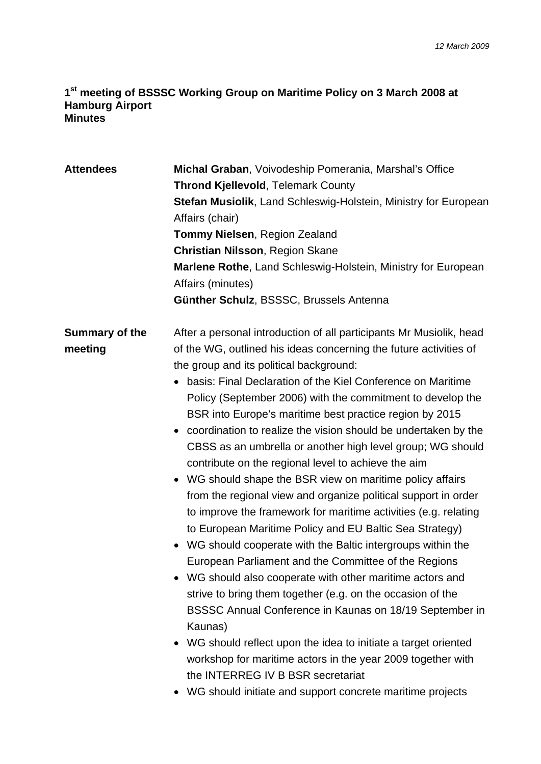*12 March 2009*

**1st meeting of BSSSC Working Group on Maritime Policy on 3 March 2008 at Hamburg Airport**
**Minutes**

| | |
|---|---|
| **Attendees** | **Michal Graban**, Voivodeship Pomerania, Marshal's Office<br>**Thrond Kjellevold**, Telemark County<br>**Stefan Musiolik**, Land Schleswig-Holstein, Ministry for European Affairs (chair)<br>**Tommy Nielsen**, Region Zealand<br>**Christian Nilsson**, Region Skane<br>**Marlene Rothe**, Land Schleswig-Holstein, Ministry for European Affairs (minutes)<br>**Günther Schulz**, BSSSC, Brussels Antenna |

**Summary of the meeting**

After a personal introduction of all participants Mr Musiolik, head of the WG, outlined his ideas concerning the future activities of the group and its political background:

- basis: Final Declaration of the Kiel Conference on Maritime Policy (September 2006) with the commitment to develop the BSR into Europe's maritime best practice region by 2015
- coordination to realize the vision should be undertaken by the CBSS as an umbrella or another high level group; WG should contribute on the regional level to achieve the aim
- WG should shape the BSR view on maritime policy affairs from the regional view and organize political support in order to improve the framework for maritime activities (e.g. relating to European Maritime Policy and EU Baltic Sea Strategy)
- WG should cooperate with the Baltic intergroups within the European Parliament and the Committee of the Regions
- WG should also cooperate with other maritime actors and strive to bring them together (e.g. on the occasion of the BSSSC Annual Conference in Kaunas on 18/19 September in Kaunas)
- WG should reflect upon the idea to initiate a target oriented workshop for maritime actors in the year 2009 together with the INTERREG IV B BSR secretariat
- WG should initiate and support concrete maritime projects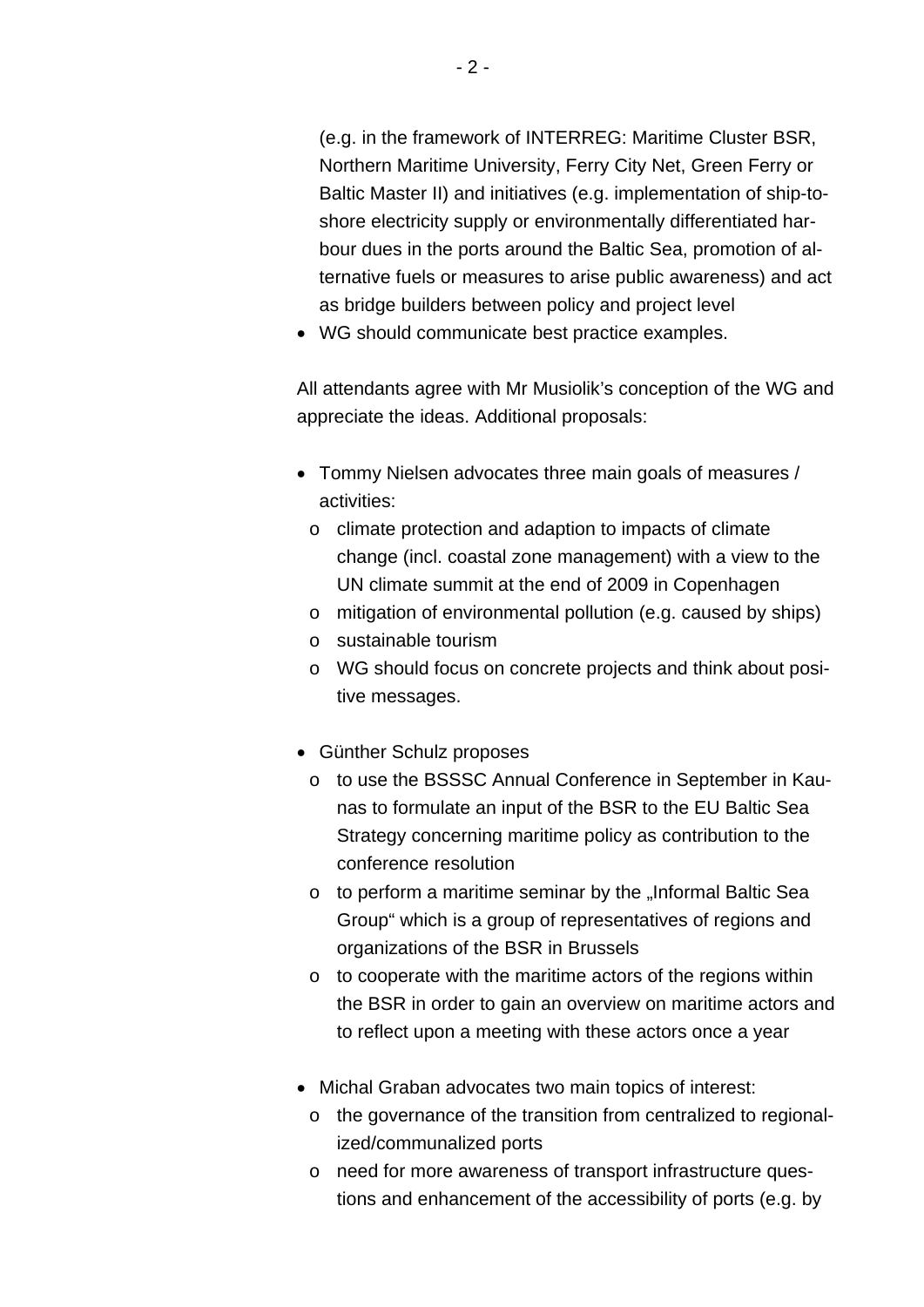(e.g. in the framework of INTERREG: Maritime Cluster BSR, Northern Maritime University, Ferry City Net, Green Ferry or Baltic Master II) and initiatives (e.g. implementation of ship-to-shore electricity supply or environmentally differentiated harbour dues in the ports around the Baltic Sea, promotion of alternative fuels or measures to arise public awareness) and act as bridge builders between policy and project level

- WG should communicate best practice examples.

All attendants agree with Mr Musiolik's conception of the WG and appreciate the ideas. Additional proposals:

- Tommy Nielsen advocates three main goals of measures / activities:
  - climate protection and adaption to impacts of climate change (incl. coastal zone management) with a view to the UN climate summit at the end of 2009 in Copenhagen
  - mitigation of environmental pollution (e.g. caused by ships)
  - sustainable tourism
  - WG should focus on concrete projects and think about positive messages.

- Günther Schulz proposes
  - to use the BSSSC Annual Conference in September in Kaunas to formulate an input of the BSR to the EU Baltic Sea Strategy concerning maritime policy as contribution to the conference resolution
  - to perform a maritime seminar by the „Informal Baltic Sea Group" which is a group of representatives of regions and organizations of the BSR in Brussels
  - to cooperate with the maritime actors of the regions within the BSR in order to gain an overview on maritime actors and to reflect upon a meeting with these actors once a year

- Michal Graban advocates two main topics of interest:
  - the governance of the transition from centralized to regionalized/communalized ports
  - need for more awareness of transport infrastructure questions and enhancement of the accessibility of ports (e.g. by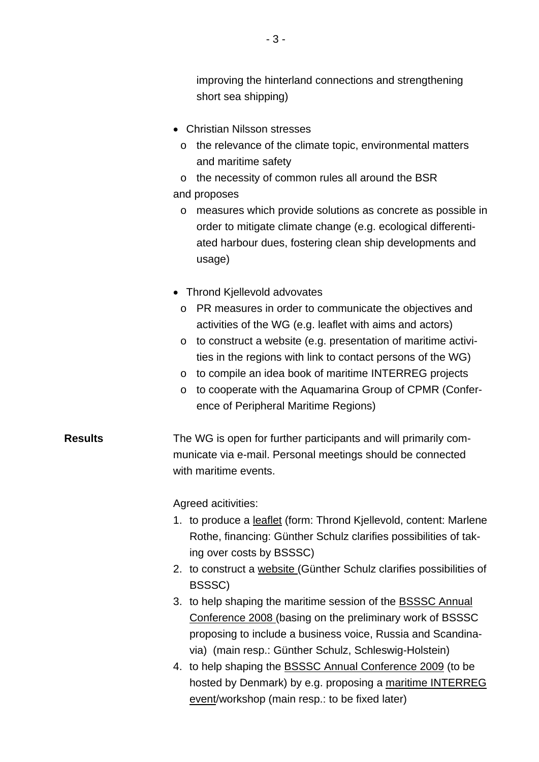improving the hinterland connections and strengthening short sea shipping)

- Christian Nilsson stresses
  - the relevance of the climate topic, environmental matters and maritime safety
  - the necessity of common rules all around the BSR

  and proposes
  - measures which provide solutions as concrete as possible in order to mitigate climate change (e.g. ecological differentiated harbour dues, fostering clean ship developments and usage)

- Thrond Kjellevold advovates
  - PR measures in order to communicate the objectives and activities of the WG (e.g. leaflet with aims and actors)
  - to construct a website (e.g. presentation of maritime activities in the regions with link to contact persons of the WG)
  - to compile an idea book of maritime INTERREG projects
  - to cooperate with the Aquamarina Group of CPMR (Conference of Peripheral Maritime Regions)

**Results**

The WG is open for further participants and will primarily communicate via e-mail. Personal meetings should be connected with maritime events.

Agreed acitivities:

1. to produce a <u>leaflet</u> (form: Thrond Kjellevold, content: Marlene Rothe, financing: Günther Schulz clarifies possibilities of taking over costs by BSSSC)
2. to construct a <u>website</u> (Günther Schulz clarifies possibilities of BSSSC)
3. to help shaping the maritime session of the <u>BSSSC Annual Conference 2008</u> (basing on the preliminary work of BSSSC proposing to include a business voice, Russia and Scandinavia) (main resp.: Günther Schulz, Schleswig-Holstein)
4. to help shaping the <u>BSSSC Annual Conference 2009</u> (to be hosted by Denmark) by e.g. proposing a <u>maritime INTERREG event</u>/workshop (main resp.: to be fixed later)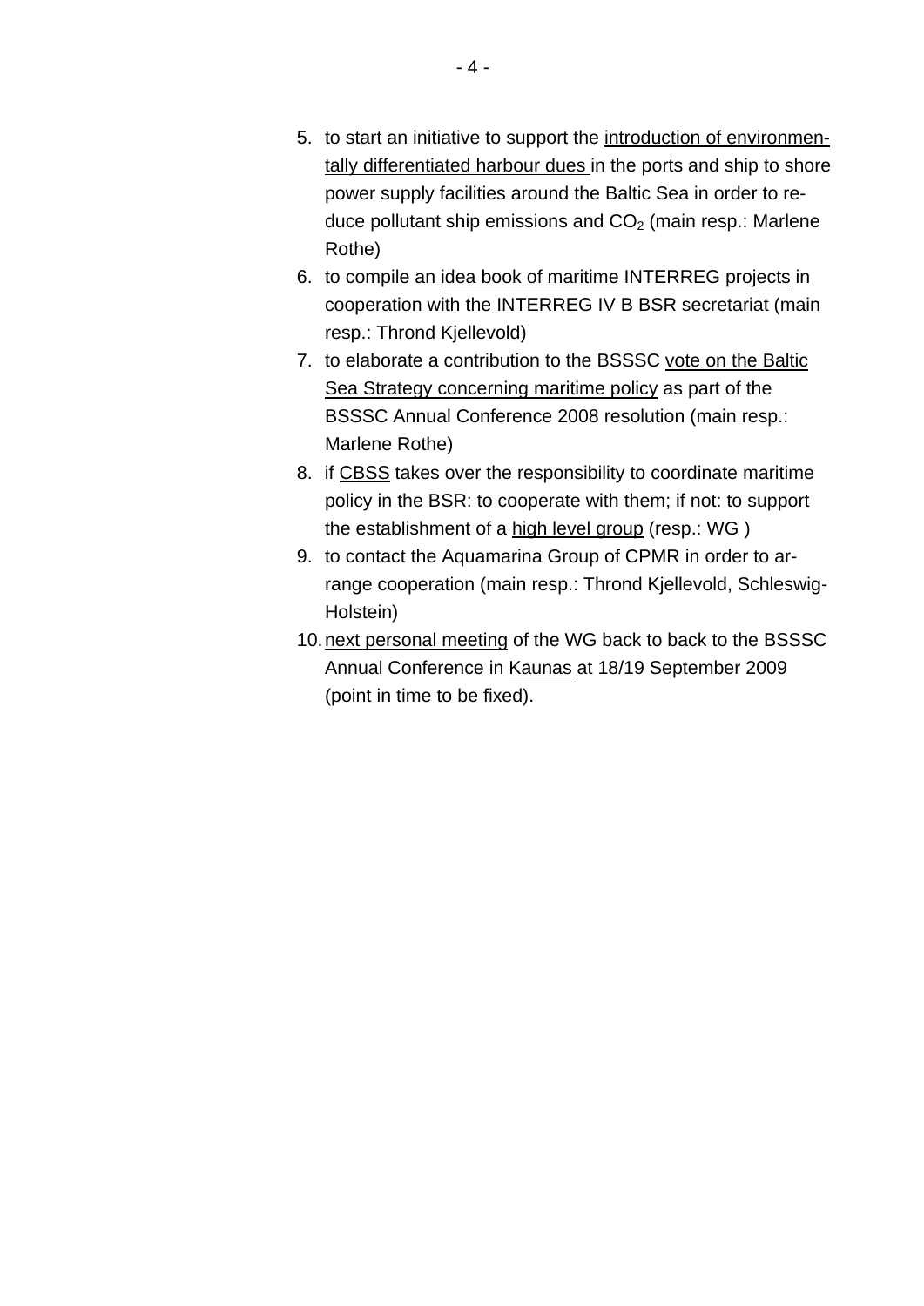5. to start an initiative to support the introduction of environmentally differentiated harbour dues in the ports and ship to shore power supply facilities around the Baltic Sea in order to reduce pollutant ship emissions and $CO_2$ (main resp.: Marlene Rothe)
6. to compile an idea book of maritime INTERREG projects in cooperation with the INTERREG IV B BSR secretariat (main resp.: Thrond Kjellevold)
7. to elaborate a contribution to the BSSSC vote on the Baltic Sea Strategy concerning maritime policy as part of the BSSSC Annual Conference 2008 resolution (main resp.: Marlene Rothe)
8. if CBSS takes over the responsibility to coordinate maritime policy in the BSR: to cooperate with them; if not: to support the establishment of a high level group (resp.: WG )
9. to contact the Aquamarina Group of CPMR in order to arrange cooperation (main resp.: Thrond Kjellevold, Schleswig-Holstein)
10. next personal meeting of the WG back to back to the BSSSC Annual Conference in Kaunas at 18/19 September 2009 (point in time to be fixed).